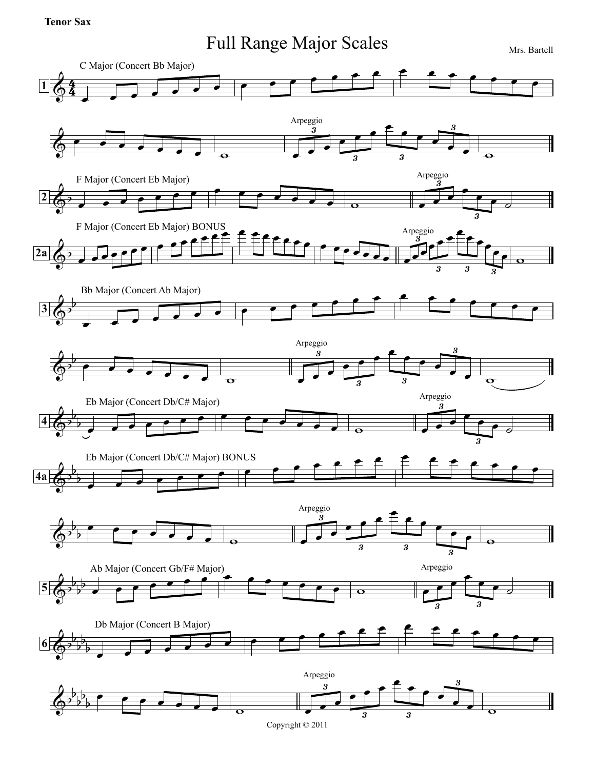**Tenor Sax**

# Full Range Major Scales

Mrs. Bartell

**1** C Major (Concert Bb Major)

Arpeggio

**2** F Major (Concert Eb Major)

Arpeggio

**2a** F Major (Concert Eb Major) BONUS

Arpeggio

**3** Bb Major (Concert Ab Major)

Arpeggio

**4** Eb Major (Concert Db/C# Major)

Arpeggio

**4a** Eb Major (Concert Db/C# Major) BONUS

Arpeggio

**5** Ab Major (Concert Gb/F# Major)

Arpeggio

**6** Db Major (Concert B Major)

Arpeggio

Copyright © 2011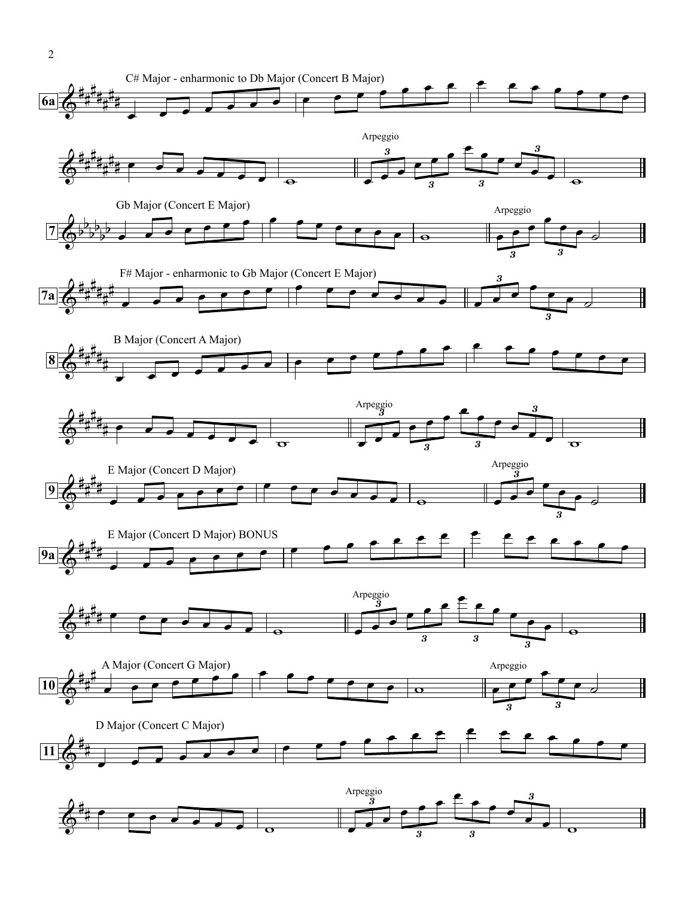**6a** C# Major - enharmonic to Db Major (Concert B Major)

Arpeggio

**7** Gb Major (Concert E Major)

Arpeggio

**7a** F# Major - enharmonic to Gb Major (Concert E Major)

**8** B Major (Concert A Major)

Arpeggio

**9** E Major (Concert D Major)

Arpeggio

**9a** E Major (Concert D Major) BONUS

Arpeggio

**10** A Major (Concert G Major)

Arpeggio

**11** D Major (Concert C Major)

Arpeggio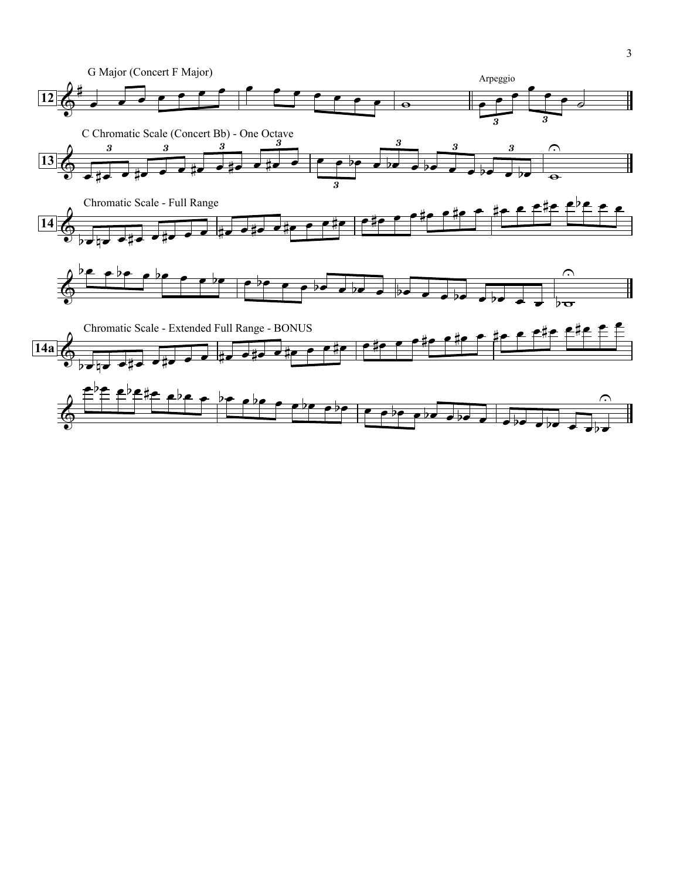12 G Major (Concert F Major)

Arpeggio

13 C Chromatic Scale (Concert Bb) - One Octave

14 Chromatic Scale - Full Range

14a Chromatic Scale - Extended Full Range - BONUS